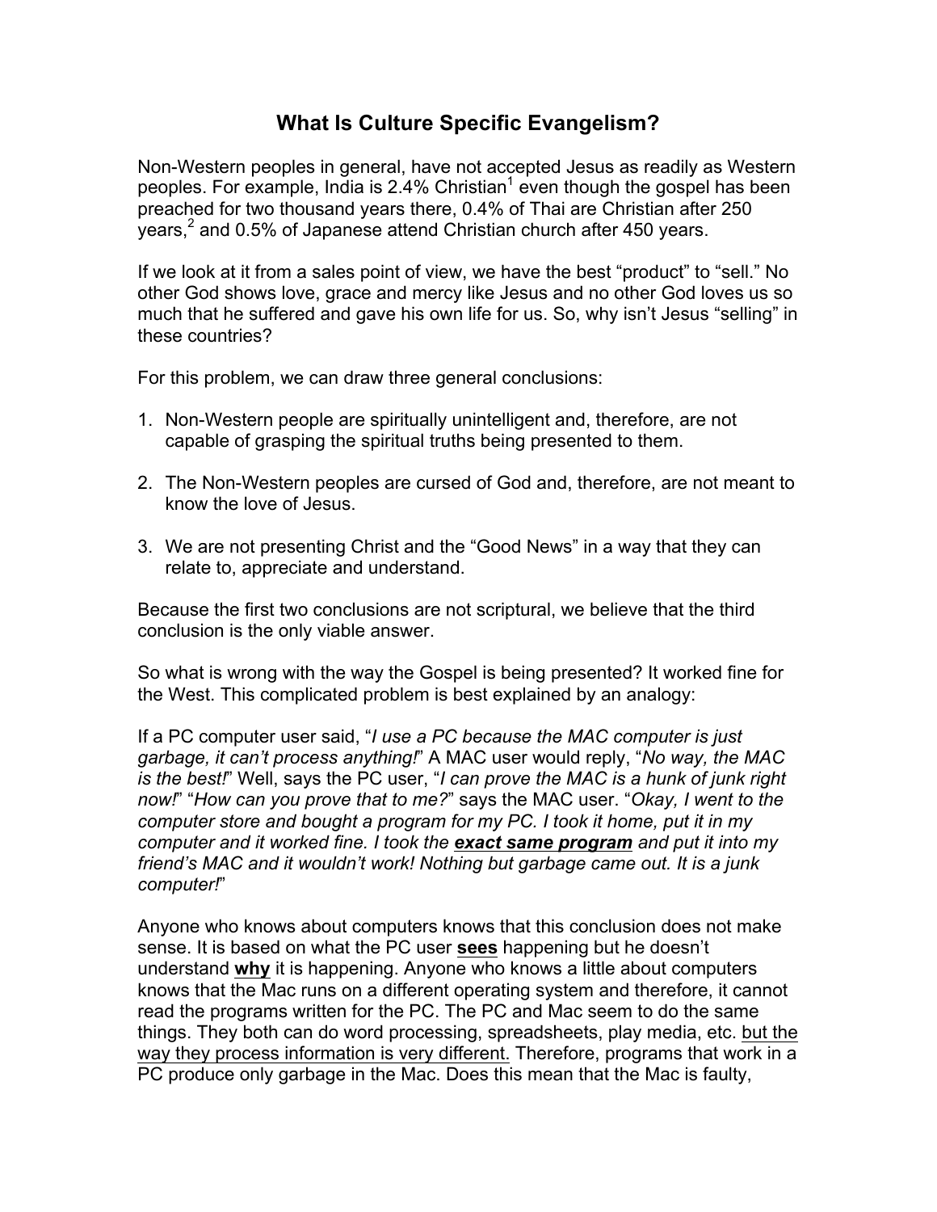# What Is Culture Specific Evangelism?

Non-Western peoples in general, have not accepted Jesus as readily as Western peoples. For example, India is 2.4% Christian[1] even though the gospel has been preached for two thousand years there, 0.4% of Thai are Christian after 250 years,[2] and 0.5% of Japanese attend Christian church after 450 years.

If we look at it from a sales point of view, we have the best "product" to "sell." No other God shows love, grace and mercy like Jesus and no other God loves us so much that he suffered and gave his own life for us. So, why isn't Jesus "selling" in these countries?

For this problem, we can draw three general conclusions:

1. Non-Western people are spiritually unintelligent and, therefore, are not capable of grasping the spiritual truths being presented to them.
2. The Non-Western peoples are cursed of God and, therefore, are not meant to know the love of Jesus.
3. We are not presenting Christ and the "Good News" in a way that they can relate to, appreciate and understand.

Because the first two conclusions are not scriptural, we believe that the third conclusion is the only viable answer.

So what is wrong with the way the Gospel is being presented? It worked fine for the West. This complicated problem is best explained by an analogy:

If a PC computer user said, "*I use a PC because the MAC computer is just garbage, it can't process anything!*" A MAC user would reply, "*No way, the MAC is the best!*" Well, says the PC user, "*I can prove the MAC is a hunk of junk right now!*" "*How can you prove that to me?*" says the MAC user. "*Okay, I went to the computer store and bought a program for my PC. I took it home, put it in my computer and it worked fine. I took the* ***<u>exact same program</u>*** *and put it into my friend's MAC and it wouldn't work! Nothing but garbage came out. It is a junk computer!*"

Anyone who knows about computers knows that this conclusion does not make sense. It is based on what the PC user **<u>sees</u>** happening but he doesn't understand **<u>why</u>** it is happening. Anyone who knows a little about computers knows that the Mac runs on a different operating system and therefore, it cannot read the programs written for the PC. The PC and Mac seem to do the same things. They both can do word processing, spreadsheets, play media, etc. <u>but the way they process information is very different.</u> Therefore, programs that work in a PC produce only garbage in the Mac. Does this mean that the Mac is faulty,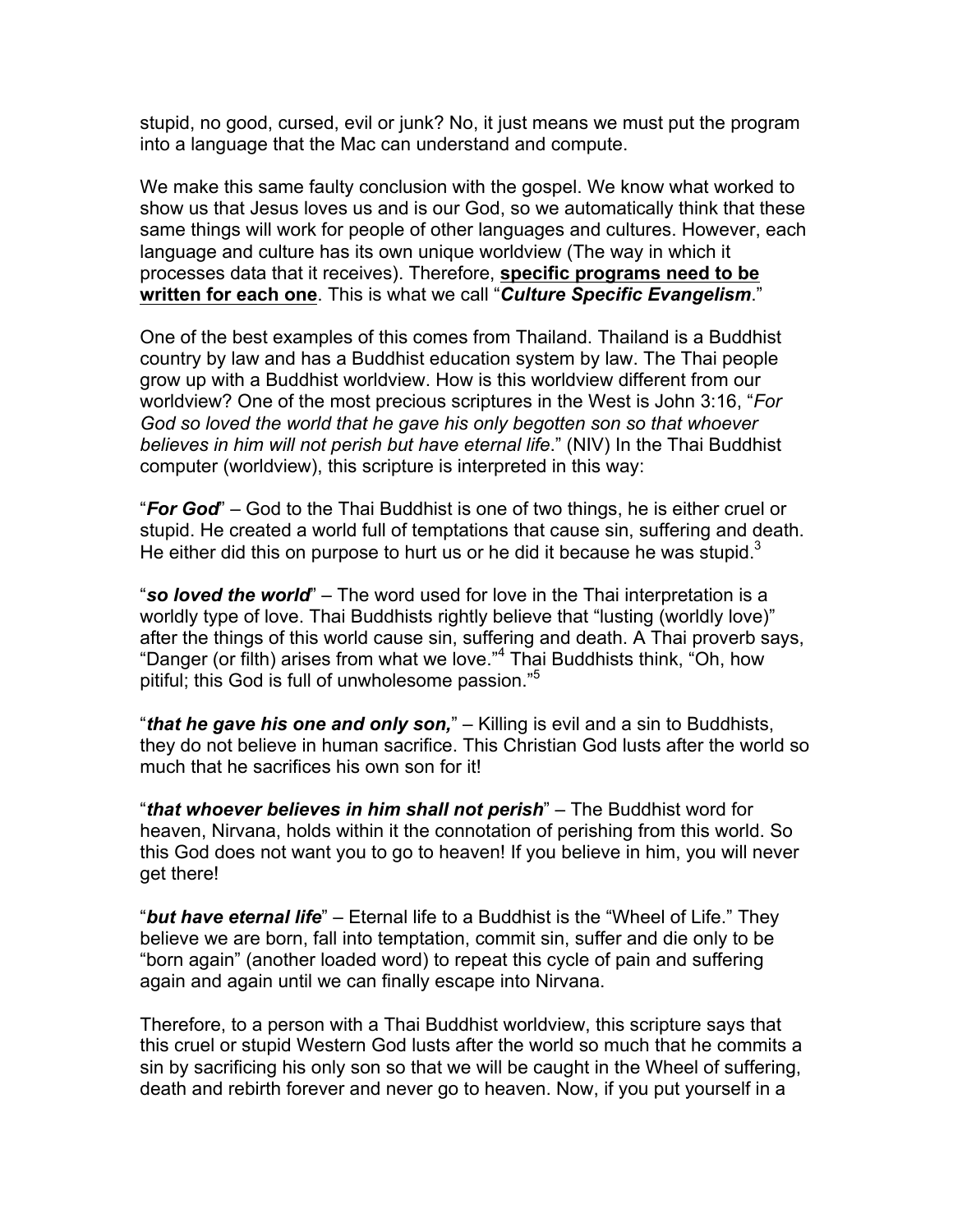stupid, no good, cursed, evil or junk? No, it just means we must put the program into a language that the Mac can understand and compute.

We make this same faulty conclusion with the gospel. We know what worked to show us that Jesus loves us and is our God, so we automatically think that these same things will work for people of other languages and cultures. However, each language and culture has its own unique worldview (The way in which it processes data that it receives). Therefore, **specific programs need to be written for each one**. This is what we call "***Culture Specific Evangelism***."

One of the best examples of this comes from Thailand. Thailand is a Buddhist country by law and has a Buddhist education system by law. The Thai people grow up with a Buddhist worldview. How is this worldview different from our worldview? One of the most precious scriptures in the West is John 3:16, "*For God so loved the world that he gave his only begotten son so that whoever believes in him will not perish but have eternal life*." (NIV) In the Thai Buddhist computer (worldview), this scripture is interpreted in this way:

"***For God***" – God to the Thai Buddhist is one of two things, he is either cruel or stupid. He created a world full of temptations that cause sin, suffering and death. He either did this on purpose to hurt us or he did it because he was stupid.[3]

"***so loved the world***" – The word used for love in the Thai interpretation is a worldly type of love. Thai Buddhists rightly believe that "lusting (worldly love)" after the things of this world cause sin, suffering and death. A Thai proverb says, "Danger (or filth) arises from what we love."[4] Thai Buddhists think, "Oh, how pitiful; this God is full of unwholesome passion."[5]

"***that he gave his one and only son,***" – Killing is evil and a sin to Buddhists, they do not believe in human sacrifice. This Christian God lusts after the world so much that he sacrifices his own son for it!

"***that whoever believes in him shall not perish***" – The Buddhist word for heaven, Nirvana, holds within it the connotation of perishing from this world. So this God does not want you to go to heaven! If you believe in him, you will never get there!

"***but have eternal life***" – Eternal life to a Buddhist is the "Wheel of Life." They believe we are born, fall into temptation, commit sin, suffer and die only to be "born again" (another loaded word) to repeat this cycle of pain and suffering again and again until we can finally escape into Nirvana.

Therefore, to a person with a Thai Buddhist worldview, this scripture says that this cruel or stupid Western God lusts after the world so much that he commits a sin by sacrificing his only son so that we will be caught in the Wheel of suffering, death and rebirth forever and never go to heaven. Now, if you put yourself in a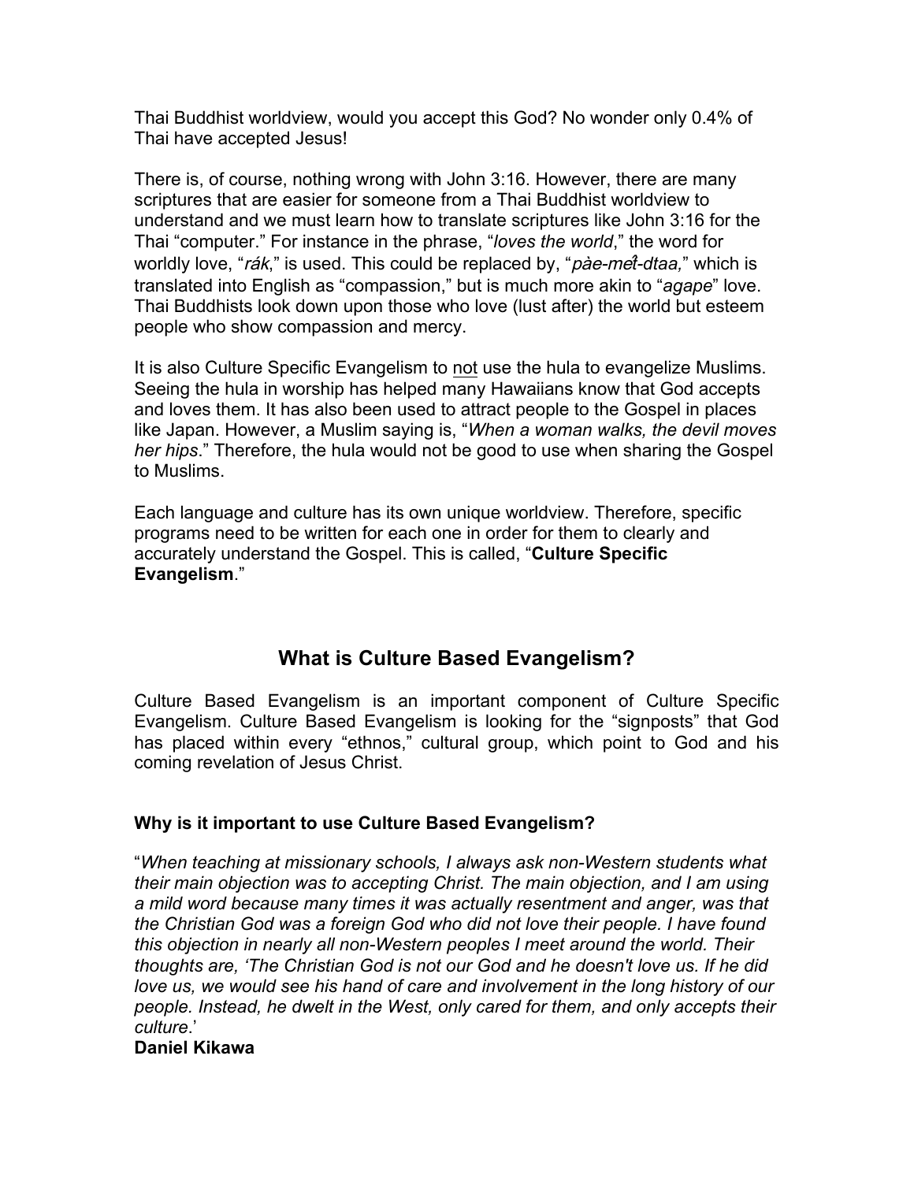Thai Buddhist worldview, would you accept this God? No wonder only 0.4% of Thai have accepted Jesus!

There is, of course, nothing wrong with John 3:16. However, there are many scriptures that are easier for someone from a Thai Buddhist worldview to understand and we must learn how to translate scriptures like John 3:16 for the Thai "computer." For instance in the phrase, "*loves the world*," the word for worldly love, "*rák*," is used. This could be replaced by, "*pàe-mêt-dtaa,*" which is translated into English as "compassion," but is much more akin to "*agape*" love. Thai Buddhists look down upon those who love (lust after) the world but esteem people who show compassion and mercy.

It is also Culture Specific Evangelism to <u>not</u> use the hula to evangelize Muslims. Seeing the hula in worship has helped many Hawaiians know that God accepts and loves them. It has also been used to attract people to the Gospel in places like Japan. However, a Muslim saying is, "*When a woman walks, the devil moves her hips*." Therefore, the hula would not be good to use when sharing the Gospel to Muslims.

Each language and culture has its own unique worldview. Therefore, specific programs need to be written for each one in order for them to clearly and accurately understand the Gospel. This is called, "**Culture Specific Evangelism**."

## What is Culture Based Evangelism?

Culture Based Evangelism is an important component of Culture Specific Evangelism. Culture Based Evangelism is looking for the "signposts" that God has placed within every "ethnos," cultural group, which point to God and his coming revelation of Jesus Christ.

### Why is it important to use Culture Based Evangelism?

"*When teaching at missionary schools, I always ask non-Western students what their main objection was to accepting Christ. The main objection, and I am using a mild word because many times it was actually resentment and anger, was that the Christian God was a foreign God who did not love their people. I have found this objection in nearly all non-Western peoples I meet around the world. Their thoughts are, 'The Christian God is not our God and he doesn't love us. If he did love us, we would see his hand of care and involvement in the long history of our people. Instead, he dwelt in the West, only cared for them, and only accepts their culture*.'

**Daniel Kikawa**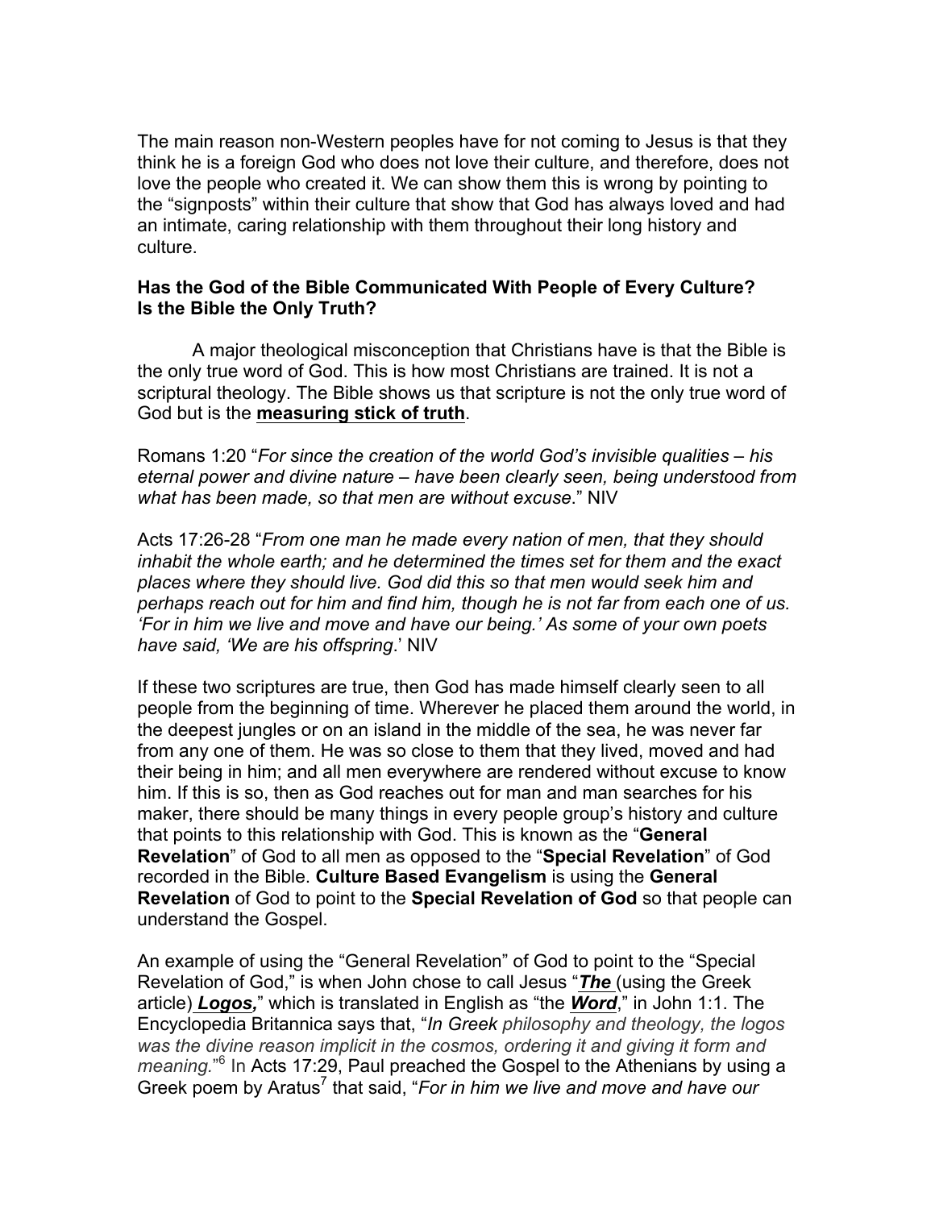The main reason non-Western peoples have for not coming to Jesus is that they think he is a foreign God who does not love their culture, and therefore, does not love the people who created it. We can show them this is wrong by pointing to the "signposts" within their culture that show that God has always loved and had an intimate, caring relationship with them throughout their long history and culture.

**Has the God of the Bible Communicated With People of Every Culture? Is the Bible the Only Truth?**

A major theological misconception that Christians have is that the Bible is the only true word of God. This is how most Christians are trained. It is not a scriptural theology. The Bible shows us that scripture is not the only true word of God but is the **measuring stick of truth**.

Romans 1:20 "*For since the creation of the world God's invisible qualities – his eternal power and divine nature – have been clearly seen, being understood from what has been made, so that men are without excuse*." NIV

Acts 17:26-28 "*From one man he made every nation of men, that they should inhabit the whole earth; and he determined the times set for them and the exact places where they should live. God did this so that men would seek him and perhaps reach out for him and find him, though he is not far from each one of us. 'For in him we live and move and have our being.' As some of your own poets have said, 'We are his offspring*.' NIV

If these two scriptures are true, then God has made himself clearly seen to all people from the beginning of time. Wherever he placed them around the world, in the deepest jungles or on an island in the middle of the sea, he was never far from any one of them. He was so close to them that they lived, moved and had their being in him; and all men everywhere are rendered without excuse to know him. If this is so, then as God reaches out for man and man searches for his maker, there should be many things in every people group's history and culture that points to this relationship with God. This is known as the "**General Revelation**" of God to all men as opposed to the "**Special Revelation**" of God recorded in the Bible. **Culture Based Evangelism** is using the **General Revelation** of God to point to the **Special Revelation of God** so that people can understand the Gospel.

An example of using the "General Revelation" of God to point to the "Special Revelation of God," is when John chose to call Jesus "***The*** (using the Greek article) ***Logos,***" which is translated in English as "the ***Word***," in John 1:1. The Encyclopedia Britannica says that, "*In Greek philosophy and theology, the logos was the divine reason implicit in the cosmos, ordering it and giving it form and meaning.*"[6] In Acts 17:29, Paul preached the Gospel to the Athenians by using a Greek poem by Aratus[7] that said, "*For in him we live and move and have our*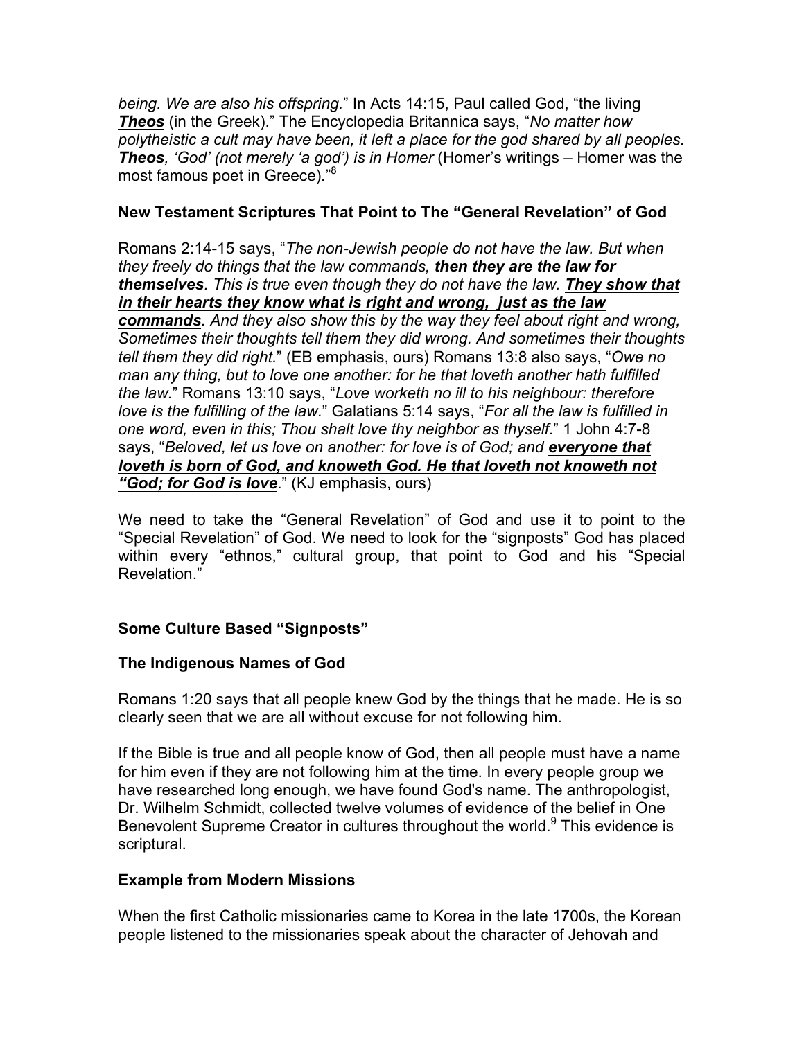*being. We are also his offspring.*" In Acts 14:15, Paul called God, "the living ***Theos*** (in the Greek)." The Encyclopedia Britannica says, "*No matter how polytheistic a cult may have been, it left a place for the god shared by all peoples. **Theos**, 'God' (not merely 'a god') is in Homer* (Homer's writings – Homer was the most famous poet in Greece)."[8]

### New Testament Scriptures That Point to The "General Revelation" of God

Romans 2:14-15 says, "*The non-Jewish people do not have the law. But when they freely do things that the law commands, **then they are the law for themselves**. This is true even though they do not have the law. **They show that in their hearts they know what is right and wrong, just as the law commands**. And they also show this by the way they feel about right and wrong, Sometimes their thoughts tell them they did wrong. And sometimes their thoughts tell them they did right.*" (EB emphasis, ours) Romans 13:8 also says, "*Owe no man any thing, but to love one another: for he that loveth another hath fulfilled the law.*" Romans 13:10 says, "*Love worketh no ill to his neighbour: therefore love is the fulfilling of the law.*" Galatians 5:14 says, "*For all the law is fulfilled in one word, even in this; Thou shalt love thy neighbor as thyself*." 1 John 4:7-8 says, "*Beloved, let us love on another: for love is of God; and **everyone that loveth is born of God, and knoweth God. He that loveth not knoweth not "God; for God is love***." (KJ emphasis, ours)

We need to take the "General Revelation" of God and use it to point to the "Special Revelation" of God. We need to look for the "signposts" God has placed within every "ethnos," cultural group, that point to God and his "Special Revelation."

### Some Culture Based "Signposts"

### The Indigenous Names of God

Romans 1:20 says that all people knew God by the things that he made. He is so clearly seen that we are all without excuse for not following him.

If the Bible is true and all people know of God, then all people must have a name for him even if they are not following him at the time. In every people group we have researched long enough, we have found God's name. The anthropologist, Dr. Wilhelm Schmidt, collected twelve volumes of evidence of the belief in One Benevolent Supreme Creator in cultures throughout the world.[9] This evidence is scriptural.

### Example from Modern Missions

When the first Catholic missionaries came to Korea in the late 1700s, the Korean people listened to the missionaries speak about the character of Jehovah and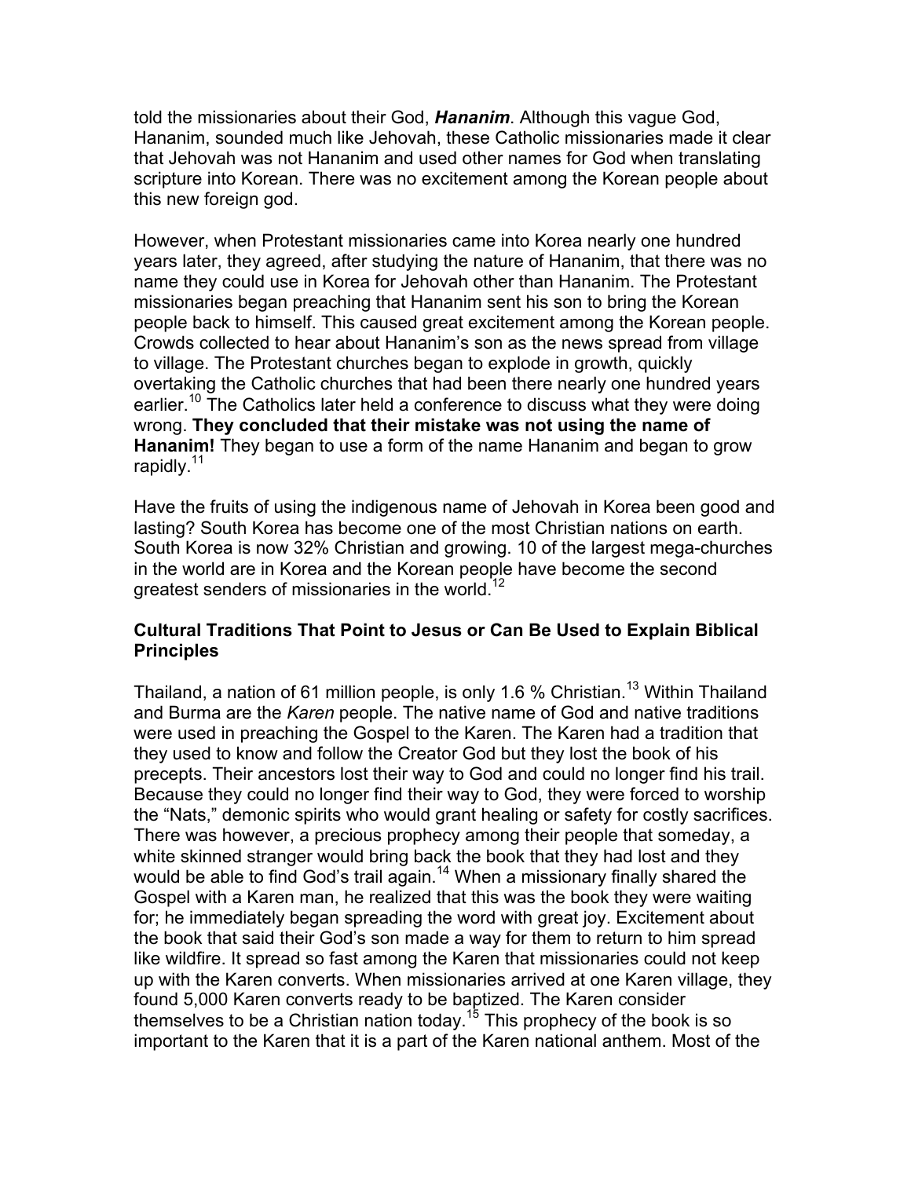told the missionaries about their God, ***Hananim***. Although this vague God, Hananim, sounded much like Jehovah, these Catholic missionaries made it clear that Jehovah was not Hananim and used other names for God when translating scripture into Korean. There was no excitement among the Korean people about this new foreign god.

However, when Protestant missionaries came into Korea nearly one hundred years later, they agreed, after studying the nature of Hananim, that there was no name they could use in Korea for Jehovah other than Hananim. The Protestant missionaries began preaching that Hananim sent his son to bring the Korean people back to himself. This caused great excitement among the Korean people. Crowds collected to hear about Hananim's son as the news spread from village to village. The Protestant churches began to explode in growth, quickly overtaking the Catholic churches that had been there nearly one hundred years earlier.[10] The Catholics later held a conference to discuss what they were doing wrong. **They concluded that their mistake was not using the name of Hananim!** They began to use a form of the name Hananim and began to grow rapidly.[11]

Have the fruits of using the indigenous name of Jehovah in Korea been good and lasting? South Korea has become one of the most Christian nations on earth. South Korea is now 32% Christian and growing. 10 of the largest mega-churches in the world are in Korea and the Korean people have become the second greatest senders of missionaries in the world.[12]

### Cultural Traditions That Point to Jesus or Can Be Used to Explain Biblical Principles

Thailand, a nation of 61 million people, is only 1.6 % Christian.[13] Within Thailand and Burma are the *Karen* people. The native name of God and native traditions were used in preaching the Gospel to the Karen. The Karen had a tradition that they used to know and follow the Creator God but they lost the book of his precepts. Their ancestors lost their way to God and could no longer find his trail. Because they could no longer find their way to God, they were forced to worship the "Nats," demonic spirits who would grant healing or safety for costly sacrifices. There was however, a precious prophecy among their people that someday, a white skinned stranger would bring back the book that they had lost and they would be able to find God's trail again.[14] When a missionary finally shared the Gospel with a Karen man, he realized that this was the book they were waiting for; he immediately began spreading the word with great joy. Excitement about the book that said their God's son made a way for them to return to him spread like wildfire. It spread so fast among the Karen that missionaries could not keep up with the Karen converts. When missionaries arrived at one Karen village, they found 5,000 Karen converts ready to be baptized. The Karen consider themselves to be a Christian nation today.[15] This prophecy of the book is so important to the Karen that it is a part of the Karen national anthem. Most of the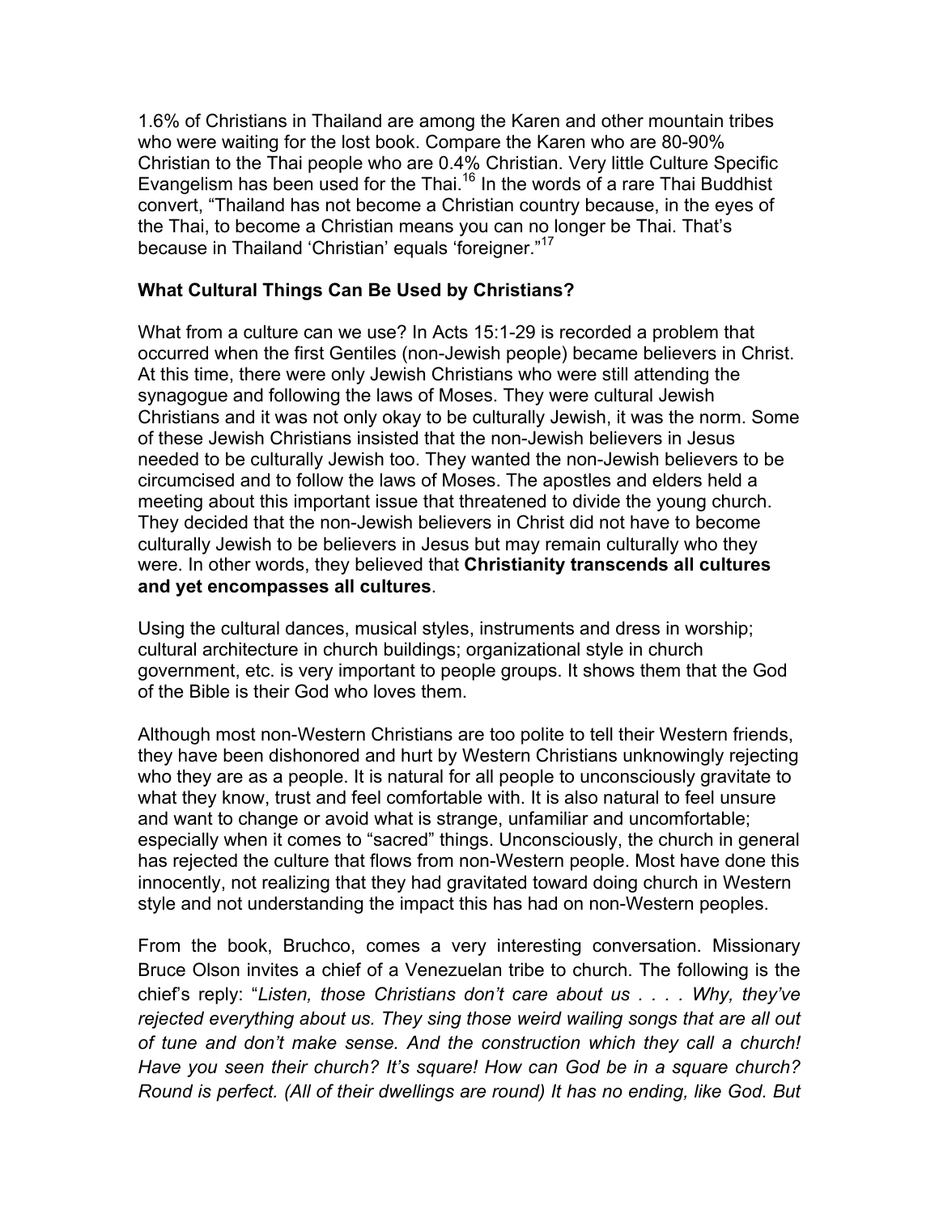1.6% of Christians in Thailand are among the Karen and other mountain tribes who were waiting for the lost book. Compare the Karen who are 80-90% Christian to the Thai people who are 0.4% Christian. Very little Culture Specific Evangelism has been used for the Thai.[16] In the words of a rare Thai Buddhist convert, "Thailand has not become a Christian country because, in the eyes of the Thai, to become a Christian means you can no longer be Thai. That's because in Thailand 'Christian' equals 'foreigner."[17]

## What Cultural Things Can Be Used by Christians?

What from a culture can we use? In Acts 15:1-29 is recorded a problem that occurred when the first Gentiles (non-Jewish people) became believers in Christ. At this time, there were only Jewish Christians who were still attending the synagogue and following the laws of Moses. They were cultural Jewish Christians and it was not only okay to be culturally Jewish, it was the norm. Some of these Jewish Christians insisted that the non-Jewish believers in Jesus needed to be culturally Jewish too. They wanted the non-Jewish believers to be circumcised and to follow the laws of Moses. The apostles and elders held a meeting about this important issue that threatened to divide the young church. They decided that the non-Jewish believers in Christ did not have to become culturally Jewish to be believers in Jesus but may remain culturally who they were. In other words, they believed that **Christianity transcends all cultures and yet encompasses all cultures**.

Using the cultural dances, musical styles, instruments and dress in worship; cultural architecture in church buildings; organizational style in church government, etc. is very important to people groups. It shows them that the God of the Bible is their God who loves them.

Although most non-Western Christians are too polite to tell their Western friends, they have been dishonored and hurt by Western Christians unknowingly rejecting who they are as a people. It is natural for all people to unconsciously gravitate to what they know, trust and feel comfortable with. It is also natural to feel unsure and want to change or avoid what is strange, unfamiliar and uncomfortable; especially when it comes to "sacred" things. Unconsciously, the church in general has rejected the culture that flows from non-Western people. Most have done this innocently, not realizing that they had gravitated toward doing church in Western style and not understanding the impact this has had on non-Western peoples.

From the book, Bruchco, comes a very interesting conversation. Missionary Bruce Olson invites a chief of a Venezuelan tribe to church. The following is the chief's reply: "*Listen, those Christians don't care about us . . . . Why, they've rejected everything about us. They sing those weird wailing songs that are all out of tune and don't make sense. And the construction which they call a church! Have you seen their church? It's square! How can God be in a square church? Round is perfect. (All of their dwellings are round) It has no ending, like God. But*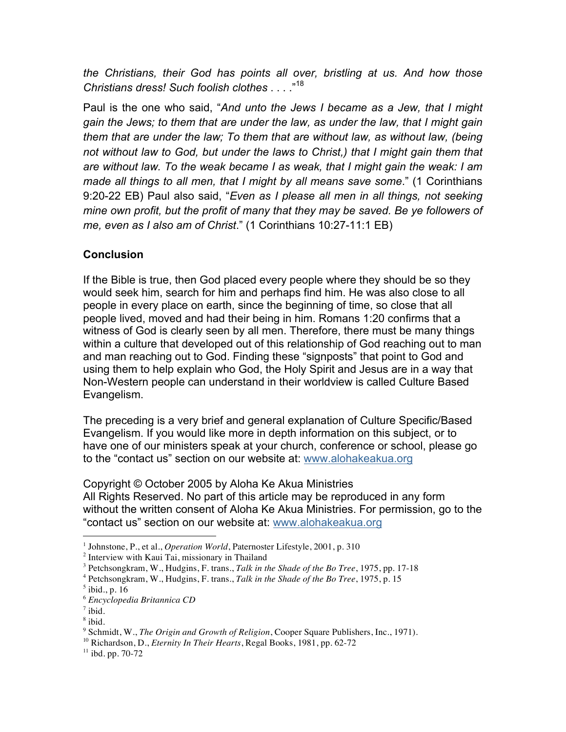*the Christians, their God has points all over, bristling at us. And how those Christians dress! Such foolish clothes . . . .*"[18]

Paul is the one who said, "*And unto the Jews I became as a Jew, that I might gain the Jews; to them that are under the law, as under the law, that I might gain them that are under the law; To them that are without law, as without law, (being not without law to God, but under the laws to Christ,) that I might gain them that are without law. To the weak became I as weak, that I might gain the weak: I am made all things to all men, that I might by all means save some*." (1 Corinthians 9:20-22 EB) Paul also said, "*Even as I please all men in all things, not seeking mine own profit, but the profit of many that they may be saved. Be ye followers of me, even as I also am of Christ*." (1 Corinthians 10:27-11:1 EB)

**Conclusion**

If the Bible is true, then God placed every people where they should be so they would seek him, search for him and perhaps find him. He was also close to all people in every place on earth, since the beginning of time, so close that all people lived, moved and had their being in him. Romans 1:20 confirms that a witness of God is clearly seen by all men. Therefore, there must be many things within a culture that developed out of this relationship of God reaching out to man and man reaching out to God. Finding these "signposts" that point to God and using them to help explain who God, the Holy Spirit and Jesus are in a way that Non-Western people can understand in their worldview is called Culture Based Evangelism.

The preceding is a very brief and general explanation of Culture Specific/Based Evangelism. If you would like more in depth information on this subject, or to have one of our ministers speak at your church, conference or school, please go to the "contact us" section on our website at: www.alohakeakua.org

Copyright © October 2005 by Aloha Ke Akua Ministries
All Rights Reserved. No part of this article may be reproduced in any form without the written consent of Aloha Ke Akua Ministries. For permission, go to the "contact us" section on our website at: www.alohakeakua.org

---

[1] Johnstone, P., et al., *Operation World*, Paternoster Lifestyle, 2001, p. 310
[2] Interview with Kaui Tai, missionary in Thailand
[3] Petchsongkram, W., Hudgins, F. trans., *Talk in the Shade of the Bo Tree*, 1975, pp. 17-18
[4] Petchsongkram, W., Hudgins, F. trans., *Talk in the Shade of the Bo Tree*, 1975, p. 15
[5] ibid., p. 16
[6] *Encyclopedia Britannica CD*
[7] ibid.
[8] ibid.
[9] Schmidt, W., *The Origin and Growth of Religion*, Cooper Square Publishers, Inc., 1971).
[10] Richardson, D., *Eternity In Their Hearts*, Regal Books, 1981, pp. 62-72
[11] ibd. pp. 70-72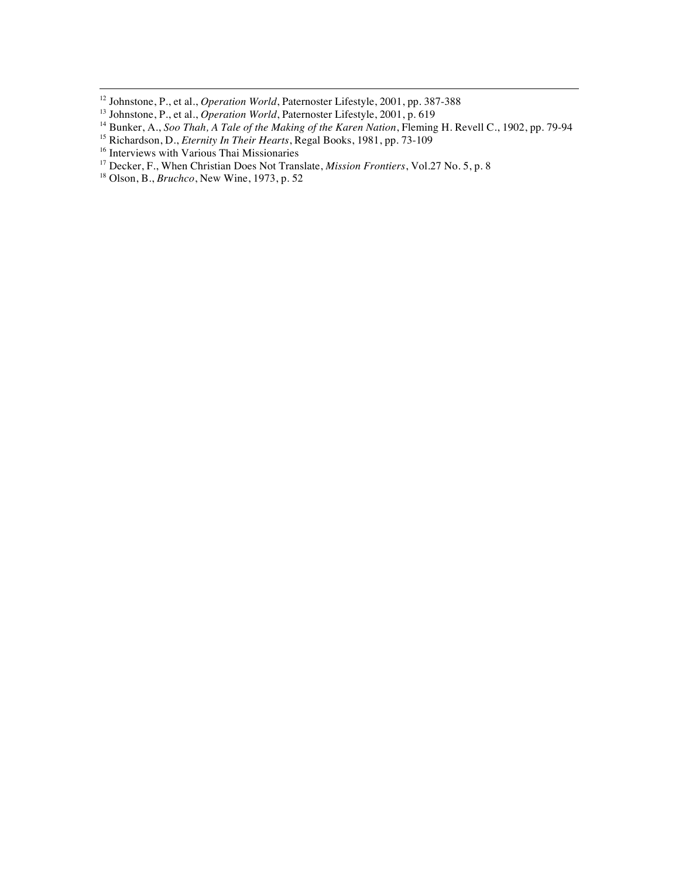---

[12] Johnstone, P., et al., *Operation World*, Paternoster Lifestyle, 2001, pp. 387-388

[13] Johnstone, P., et al., *Operation World*, Paternoster Lifestyle, 2001, p. 619

[14] Bunker, A., *Soo Thah, A Tale of the Making of the Karen Nation*, Fleming H. Revell C., 1902, pp. 79-94

[15] Richardson, D., *Eternity In Their Hearts*, Regal Books, 1981, pp. 73-109

[16] Interviews with Various Thai Missionaries

[17] Decker, F., When Christian Does Not Translate, *Mission Frontiers*, Vol.27 No. 5, p. 8

[18] Olson, B., *Bruchco*, New Wine, 1973, p. 52